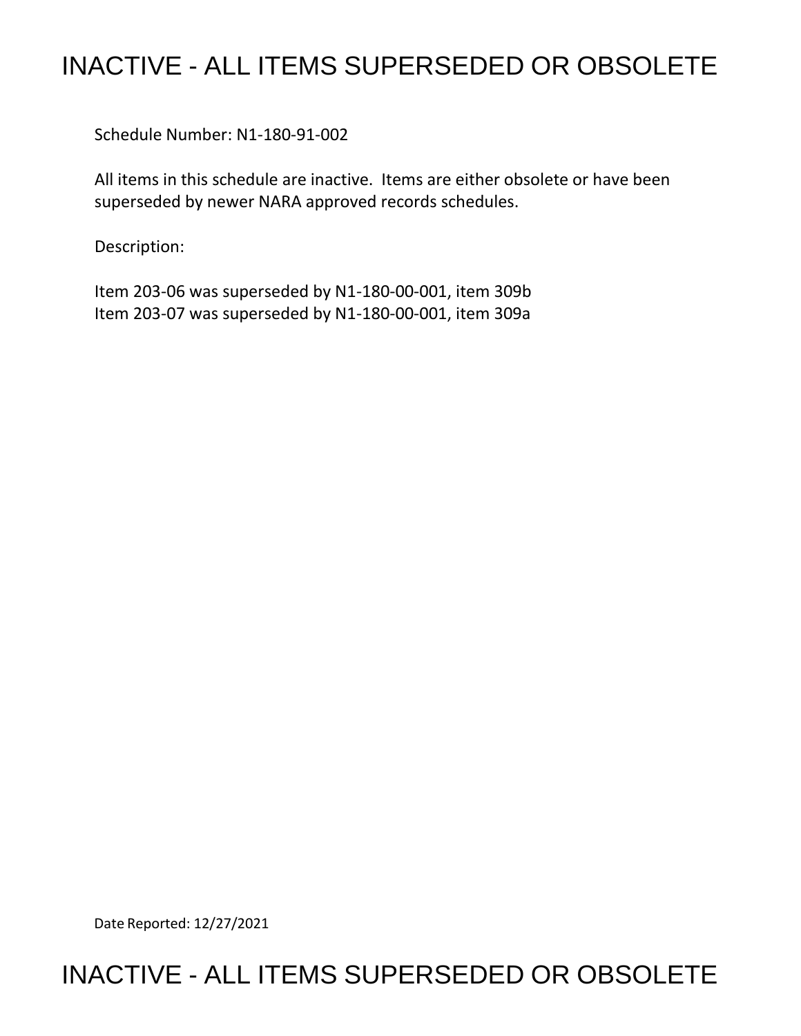# INACTIVE - ALL ITEMS SUPERSEDED OR OBSOLETE

Schedule Number: N1-180-91-002

All items in this schedule are inactive. Items are either obsolete or have been superseded by newer NARA approved records schedules.

Description:

Item 203-06 was superseded by N1-180-00-001, item 309b
Item 203-07 was superseded by N1-180-00-001, item 309a

Date Reported: 12/27/2021

# INACTIVE - ALL ITEMS SUPERSEDED OR OBSOLETE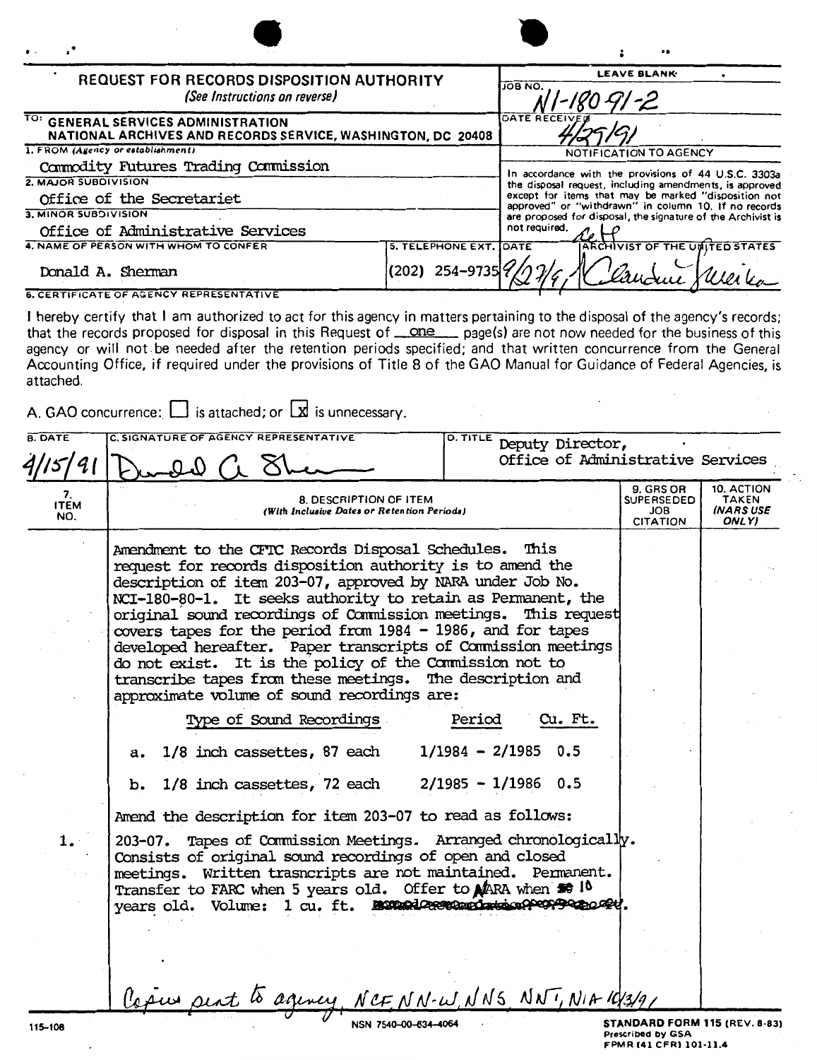# REQUEST FOR RECORDS DISPOSITION AUTHORITY

*(See Instructions on reverse)*

**LEAVE BLANK**

JOB NO. N1-180-91-2

DATE RECEIVED 4/29/91

TO: GENERAL SERVICES ADMINISTRATION
NATIONAL ARCHIVES AND RECORDS SERVICE, WASHINGTON, DC 20408

1. FROM *(Agency or establishment)*
Commodity Futures Trading Commission

2. MAJOR SUBDIVISION
Office of the Secretariet

3. MINOR SUBDIVISION
Office of Administrative Services

4. NAME OF PERSON WITH WHOM TO CONFER
Donald A. Sherman

5. TELEPHONE EXT.
(202) 254-9735

**NOTIFICATION TO AGENCY**

In accordance with the provisions of 44 U.S.C. 3303a the disposal request, including amendments, is approved except for items that may be marked "disposition not approved" or "withdrawn" in column 10. If no records are proposed for disposal, the signature of the Archivist is not required.

DATE 9/27/91 ARCHIVIST OF THE UNITED STATES [signature]

6. CERTIFICATE OF AGENCY REPRESENTATIVE

I hereby certify that I am authorized to act for this agency in matters pertaining to the disposal of the agency's records; that the records proposed for disposal in this Request of one page(s) are not now needed for the business of this agency or will not be needed after the retention periods specified; and that written concurrence from the General Accounting Office, if required under the provisions of Title 8 of the GAO Manual for Guidance of Federal Agencies, is attached.

A. GAO concurrence: ☐ is attached; or ☒ is unnecessary.

| B. DATE | C. SIGNATURE OF AGENCY REPRESENTATIVE | D. TITLE |
|---|---|---|
| 4/15/91 | [signature] | Deputy Director, Office of Administrative Services |

| 7. ITEM NO. | 8. DESCRIPTION OF ITEM *(With Inclusive Dates or Retention Periods)* | 9. GRS OR SUPERSEDED JOB CITATION | 10. ACTION TAKEN *(NARS USE ONLY)* |
|---|---|---|---|
| 1. | Amendment to the CFTC Records Disposal Schedules. This request for records disposition authority is to amend the description of item 203-07, approved by NARA under Job No. NCI-180-80-1. It seeks authority to retain as Permanent, the original sound recordings of Commission meetings. This request covers tapes for the period from 1984 - 1986, and for tapes developed hereafter. Paper transcripts of Commission meetings do not exist. It is the policy of the Commission not to transcribe tapes from these meetings. The description and approximate volume of sound recordings are: | | |

| | Type of Sound Recordings | Period | Cu. Ft. |
|---|---|---|---|
| a. | 1/8 inch cassettes, 87 each | 1/1984 - 2/1985 | 0.5 |
| b. | 1/8 inch cassettes, 72 each | 2/1985 - 1/1986 | 0.5 |

Amend the description for item 203-07 to read as follows:

203-07. Tapes of Commission Meetings. Arranged chronologically. Consists of original sound recordings of open and closed meetings. Written trasncripts are not maintained. Permanent. Transfer to FARC when 5 years old. Offer to NARA when 10 years old. Volume: 1 cu. ft. [struck out].

Copies sent to agency, NCF, NN-W, NNS, NNT, NIA 10/3/91

115-108

NSN 7540-00-634-4064

**STANDARD FORM 115** (REV. 8-83)
Prescribed by GSA
FPMR (41 CFR) 101-11.4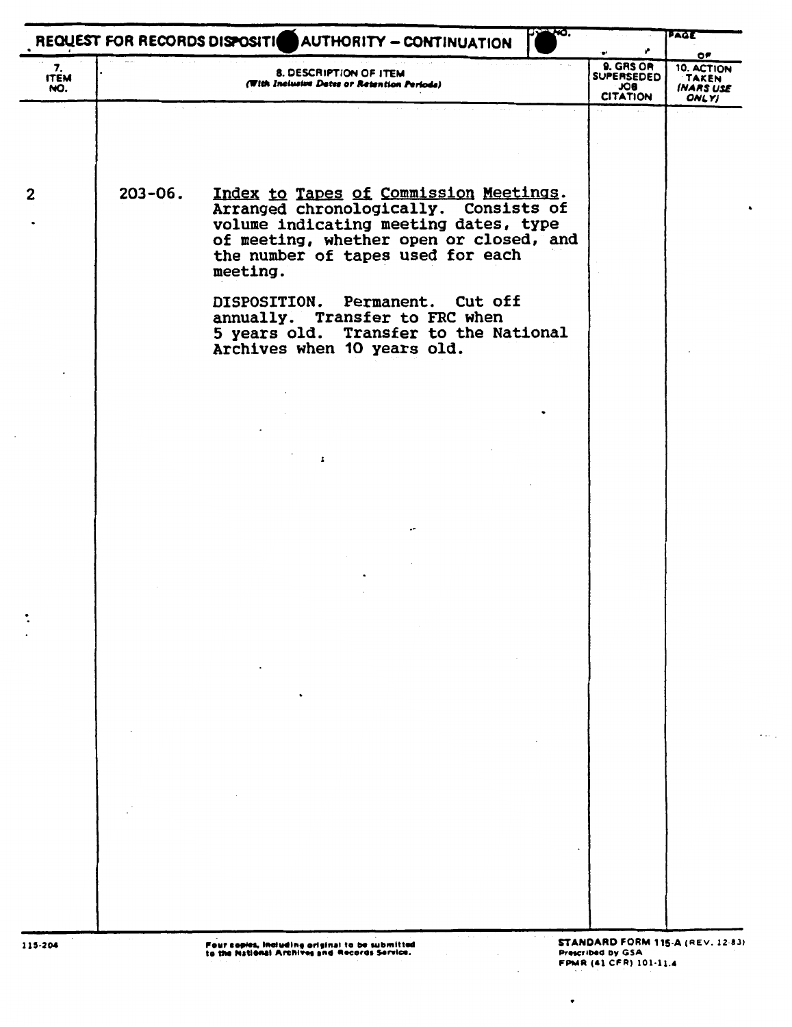# REQUEST FOR RECORDS DISPOSITION AUTHORITY – CONTINUATION

| 7. ITEM NO. | 8. DESCRIPTION OF ITEM (With Inclusive Dates or Retention Periods) | 9. GRS OR SUPERSEDED JOB CITATION | 10. ACTION TAKEN (NARS USE ONLY) |
| --- | --- | --- | --- |
| 2 | 203-06. Index to Tapes of Commission Meetings. Arranged chronologically. Consists of volume indicating meeting dates, type of meeting, whether open or closed, and the number of tapes used for each meeting.<br><br>DISPOSITION. Permanent. Cut off annually. Transfer to FRC when 5 years old. Transfer to the National Archives when 10 years old. | | |

115-204

Four copies, including original to be submitted to the National Archives and Records Service.

STANDARD FORM 115-A (REV. 12-83)
Prescribed by GSA
FPMR (41 CFR) 101-11.4